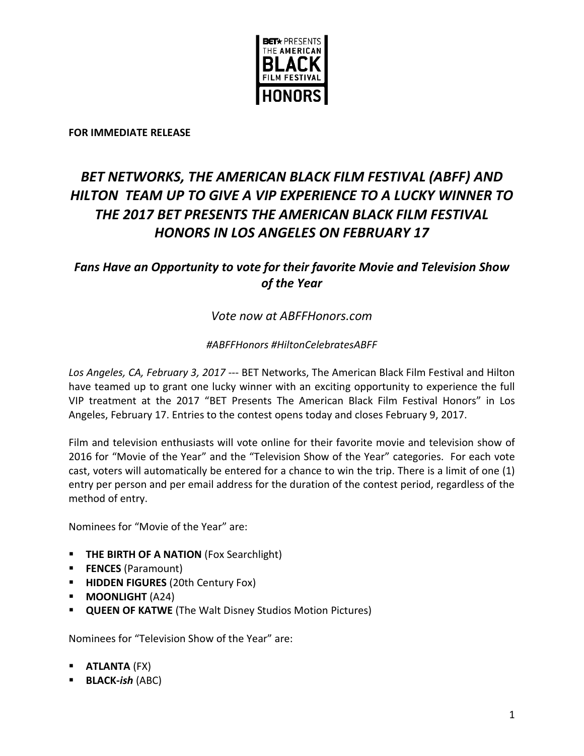**FOR IMMEDIATE RELEASE**

# *BET NETWORKS, THE AMERICAN BLACK FILM FESTIVAL (ABFF) AND HILTON TEAM UP TO GIVE A VIP EXPERIENCE TO A LUCKY WINNER TO THE 2017 BET PRESENTS THE AMERICAN BLACK FILM FESTIVAL HONORS IN LOS ANGELES ON FEBRUARY 17*

## *Fans Have an Opportunity to vote for their favorite Movie and Television Show of the Year*

*Vote now at ABFFHonors.com*

*#ABFFHonors #HiltonCelebratesABFF*

*Los Angeles, CA, February 3, 2017* --- BET Networks, The American Black Film Festival and Hilton have teamed up to grant one lucky winner with an exciting opportunity to experience the full VIP treatment at the 2017 "BET Presents The American Black Film Festival Honors" in Los Angeles, February 17. Entries to the contest opens today and closes February 9, 2017.

Film and television enthusiasts will vote online for their favorite movie and television show of 2016 for "Movie of the Year" and the "Television Show of the Year" categories. For each vote cast, voters will automatically be entered for a chance to win the trip. There is a limit of one (1) entry per person and per email address for the duration of the contest period, regardless of the method of entry.

Nominees for "Movie of the Year" are:

- **THE BIRTH OF A NATION** (Fox Searchlight)
- **FENCES** (Paramount)
- **HIDDEN FIGURES** (20th Century Fox)
- **MOONLIGHT** (A24)
- **QUEEN OF KATWE** (The Walt Disney Studios Motion Pictures)

Nominees for "Television Show of the Year" are:

- **ATLANTA** (FX)
- **BLACK-*ish*** (ABC)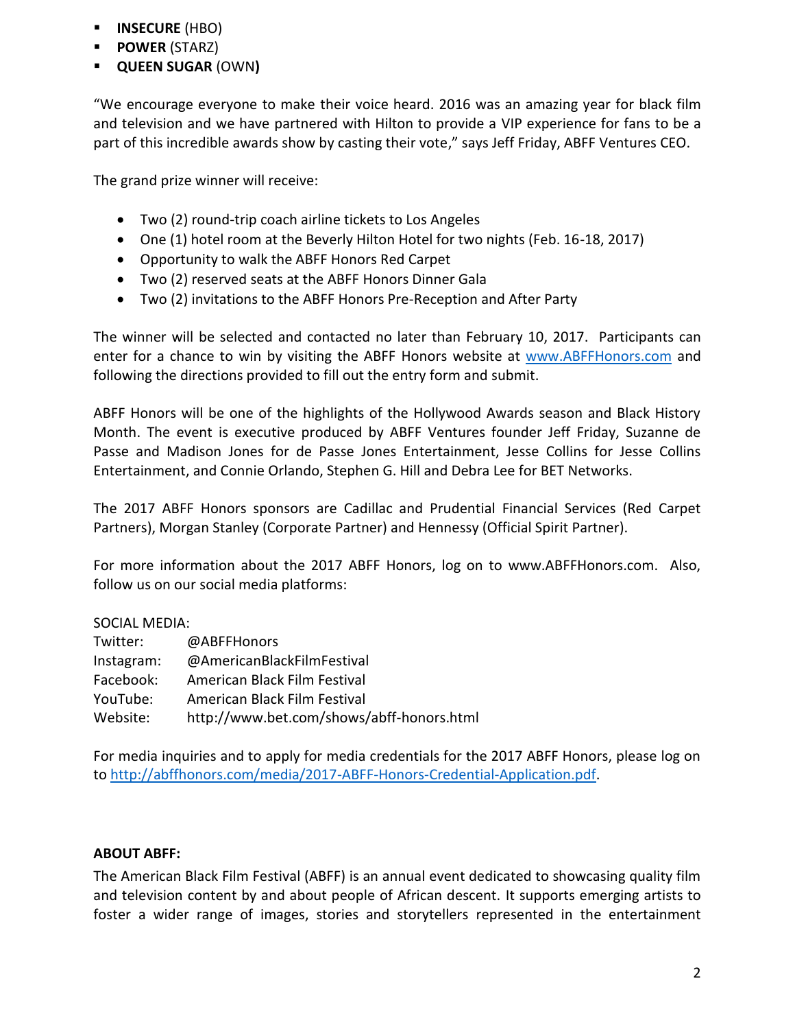- **INSECURE** (HBO)
- **POWER** (STARZ)
- **QUEEN SUGAR** (OWN**)**

"We encourage everyone to make their voice heard. 2016 was an amazing year for black film and television and we have partnered with Hilton to provide a VIP experience for fans to be a part of this incredible awards show by casting their vote," says Jeff Friday, ABFF Ventures CEO.

The grand prize winner will receive:

- Two (2) round-trip coach airline tickets to Los Angeles
- One (1) hotel room at the Beverly Hilton Hotel for two nights (Feb. 16-18, 2017)
- Opportunity to walk the ABFF Honors Red Carpet
- Two (2) reserved seats at the ABFF Honors Dinner Gala
- Two (2) invitations to the ABFF Honors Pre-Reception and After Party

The winner will be selected and contacted no later than February 10, 2017. Participants can enter for a chance to win by visiting the ABFF Honors website at [www.ABFFHonors.com](http://www.ABFFHonors.com) and following the directions provided to fill out the entry form and submit.

ABFF Honors will be one of the highlights of the Hollywood Awards season and Black History Month. The event is executive produced by ABFF Ventures founder Jeff Friday, Suzanne de Passe and Madison Jones for de Passe Jones Entertainment, Jesse Collins for Jesse Collins Entertainment, and Connie Orlando, Stephen G. Hill and Debra Lee for BET Networks.

The 2017 ABFF Honors sponsors are Cadillac and Prudential Financial Services (Red Carpet Partners), Morgan Stanley (Corporate Partner) and Hennessy (Official Spirit Partner).

For more information about the 2017 ABFF Honors, log on to www.ABFFHonors.com. Also, follow us on our social media platforms:

SOCIAL MEDIA:
Twitter: @ABFFHonors
Instagram: @AmericanBlackFilmFestival
Facebook: American Black Film Festival
YouTube: American Black Film Festival
Website: http://www.bet.com/shows/abff-honors.html

For media inquiries and to apply for media credentials for the 2017 ABFF Honors, please log on to [http://abffhonors.com/media/2017-ABFF-Honors-Credential-Application.pdf](http://abffhonors.com/media/2017-ABFF-Honors-Credential-Application.pdf).

**ABOUT ABFF:**

The American Black Film Festival (ABFF) is an annual event dedicated to showcasing quality film and television content by and about people of African descent. It supports emerging artists to foster a wider range of images, stories and storytellers represented in the entertainment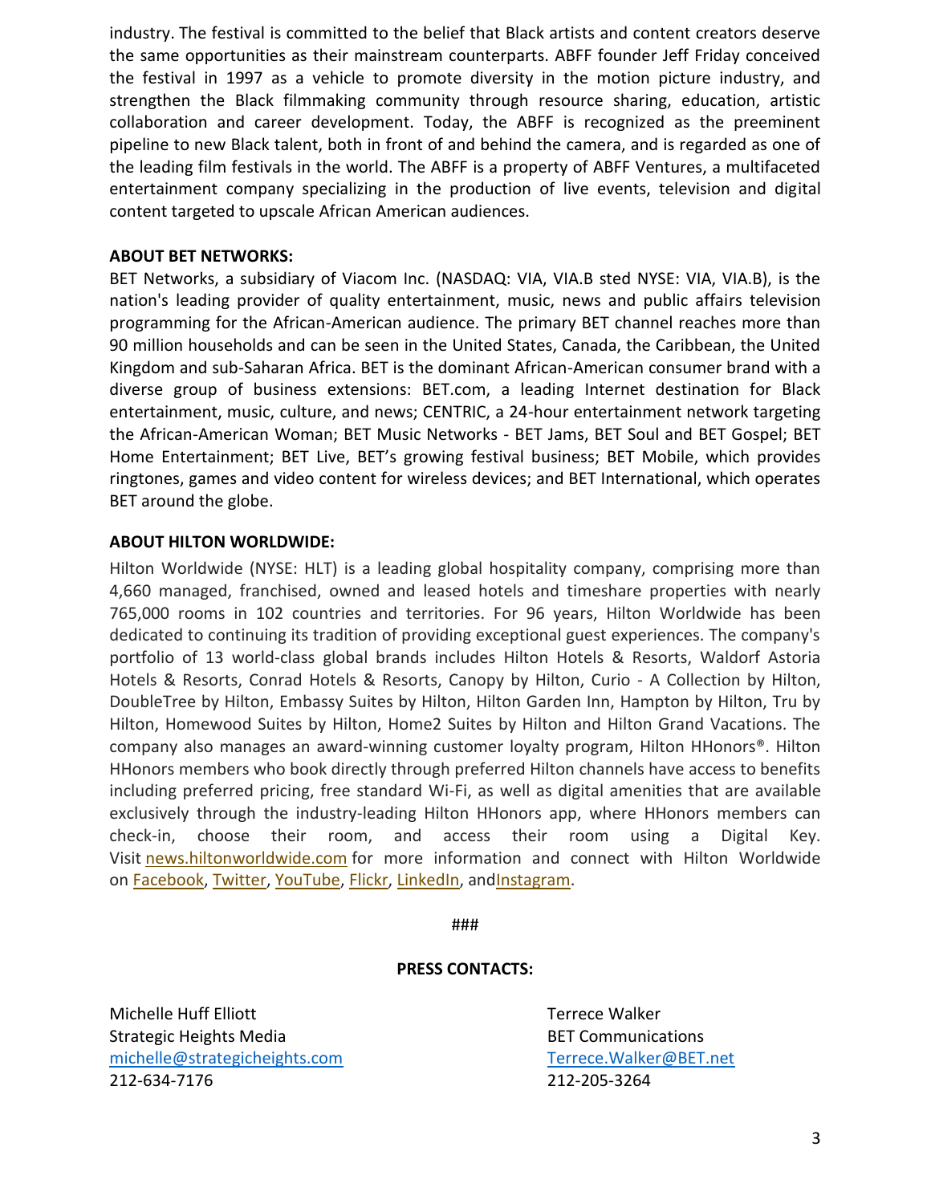industry. The festival is committed to the belief that Black artists and content creators deserve the same opportunities as their mainstream counterparts. ABFF founder Jeff Friday conceived the festival in 1997 as a vehicle to promote diversity in the motion picture industry, and strengthen the Black filmmaking community through resource sharing, education, artistic collaboration and career development. Today, the ABFF is recognized as the preeminent pipeline to new Black talent, both in front of and behind the camera, and is regarded as one of the leading film festivals in the world. The ABFF is a property of ABFF Ventures, a multifaceted entertainment company specializing in the production of live events, television and digital content targeted to upscale African American audiences.

**ABOUT BET NETWORKS:**

BET Networks, a subsidiary of Viacom Inc. (NASDAQ: VIA, VIA.B sted NYSE: VIA, VIA.B), is the nation's leading provider of quality entertainment, music, news and public affairs television programming for the African-American audience. The primary BET channel reaches more than 90 million households and can be seen in the United States, Canada, the Caribbean, the United Kingdom and sub-Saharan Africa. BET is the dominant African-American consumer brand with a diverse group of business extensions: BET.com, a leading Internet destination for Black entertainment, music, culture, and news; CENTRIC, a 24-hour entertainment network targeting the African-American Woman; BET Music Networks - BET Jams, BET Soul and BET Gospel; BET Home Entertainment; BET Live, BET's growing festival business; BET Mobile, which provides ringtones, games and video content for wireless devices; and BET International, which operates BET around the globe.

**ABOUT HILTON WORLDWIDE:**

Hilton Worldwide (NYSE: HLT) is a leading global hospitality company, comprising more than 4,660 managed, franchised, owned and leased hotels and timeshare properties with nearly 765,000 rooms in 102 countries and territories. For 96 years, Hilton Worldwide has been dedicated to continuing its tradition of providing exceptional guest experiences. The company's portfolio of 13 world-class global brands includes Hilton Hotels & Resorts, Waldorf Astoria Hotels & Resorts, Conrad Hotels & Resorts, Canopy by Hilton, Curio - A Collection by Hilton, DoubleTree by Hilton, Embassy Suites by Hilton, Hilton Garden Inn, Hampton by Hilton, Tru by Hilton, Homewood Suites by Hilton, Home2 Suites by Hilton and Hilton Grand Vacations. The company also manages an award-winning customer loyalty program, Hilton HHonors®. Hilton HHonors members who book directly through preferred Hilton channels have access to benefits including preferred pricing, free standard Wi-Fi, as well as digital amenities that are available exclusively through the industry-leading Hilton HHonors app, where HHonors members can check-in, choose their room, and access their room using a Digital Key. Visit news.hiltonworldwide.com for more information and connect with Hilton Worldwide on Facebook, Twitter, YouTube, Flickr, LinkedIn, andInstagram.

###

**PRESS CONTACTS:**

Michelle Huff Elliott
Strategic Heights Media
michelle@strategicheights.com
212-634-7176

Terrece Walker
BET Communications
Terrece.Walker@BET.net
212-205-3264